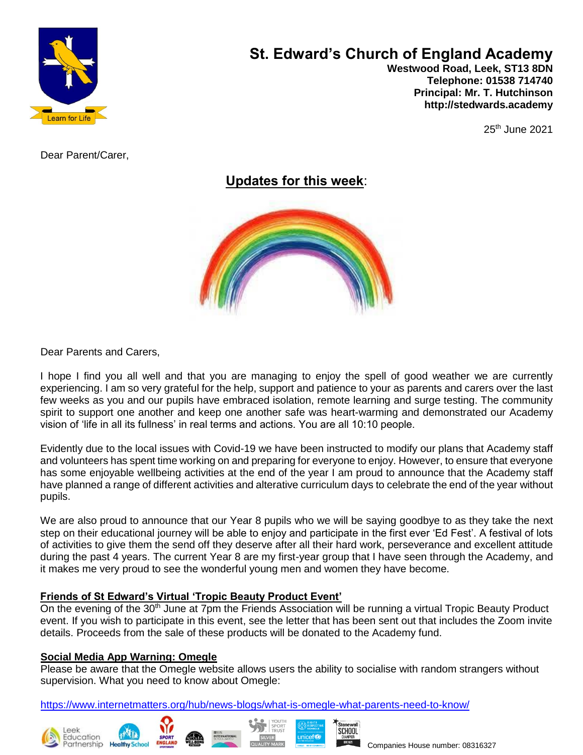# St. Edward's Church of England Academy

**Westwood Road, Leek, ST13 8DN**
**Telephone: 01538 714740**
**Principal: Mr. T. Hutchinson**
**http://stedwards.academy**

25th June 2021

Dear Parent/Carer,

## Updates for this week:

Dear Parents and Carers,

I hope I find you all well and that you are managing to enjoy the spell of good weather we are currently experiencing. I am so very grateful for the help, support and patience to your as parents and carers over the last few weeks as you and our pupils have embraced isolation, remote learning and surge testing. The community spirit to support one another and keep one another safe was heart-warming and demonstrated our Academy vision of 'life in all its fullness' in real terms and actions. You are all 10:10 people.

Evidently due to the local issues with Covid-19 we have been instructed to modify our plans that Academy staff and volunteers has spent time working on and preparing for everyone to enjoy. However, to ensure that everyone has some enjoyable wellbeing activities at the end of the year I am proud to announce that the Academy staff have planned a range of different activities and alterative curriculum days to celebrate the end of the year without pupils.

We are also proud to announce that our Year 8 pupils who we will be saying goodbye to as they take the next step on their educational journey will be able to enjoy and participate in the first ever 'Ed Fest'. A festival of lots of activities to give them the send off they deserve after all their hard work, perseverance and excellent attitude during the past 4 years. The current Year 8 are my first-year group that I have seen through the Academy, and it makes me very proud to see the wonderful young men and women they have become.

### Friends of St Edward's Virtual 'Tropic Beauty Product Event'

On the evening of the 30th June at 7pm the Friends Association will be running a virtual Tropic Beauty Product event. If you wish to participate in this event, see the letter that has been sent out that includes the Zoom invite details. Proceeds from the sale of these products will be donated to the Academy fund.

### Social Media App Warning: Omegle

Please be aware that the Omegle website allows users the ability to socialise with random strangers without supervision. What you need to know about Omegle:

https://www.internetmatters.org/hub/news-blogs/what-is-omegle-what-parents-need-to-know/

Companies House number: 08316327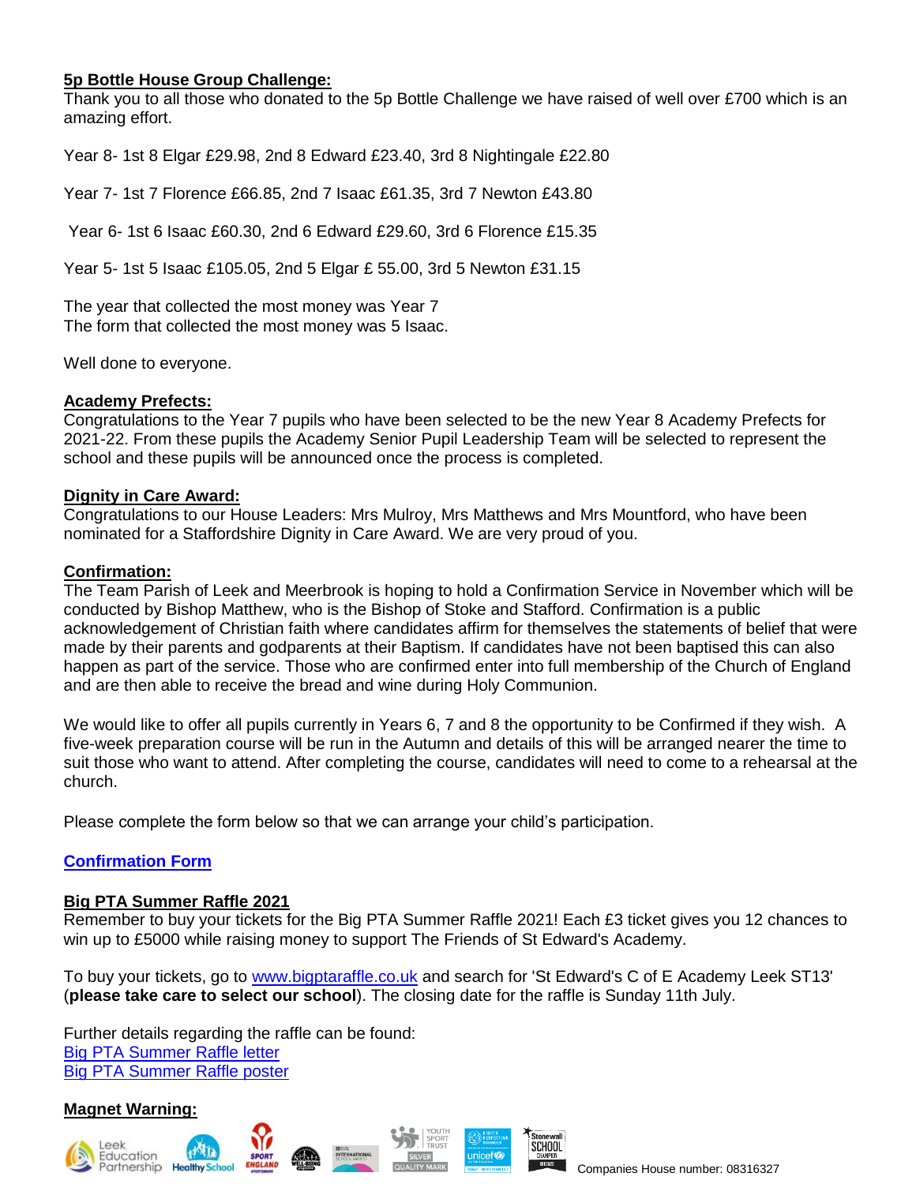**5p Bottle House Group Challenge:**

Thank you to all those who donated to the 5p Bottle Challenge we have raised of well over £700 which is an amazing effort.

Year 8- 1st 8 Elgar £29.98, 2nd 8 Edward £23.40, 3rd 8 Nightingale £22.80

Year 7- 1st 7 Florence £66.85, 2nd 7 Isaac £61.35, 3rd 7 Newton £43.80

Year 6- 1st 6 Isaac £60.30, 2nd 6 Edward £29.60, 3rd 6 Florence £15.35

Year 5- 1st 5 Isaac £105.05, 2nd 5 Elgar £ 55.00, 3rd 5 Newton £31.15

The year that collected the most money was Year 7
The form that collected the most money was 5 Isaac.

Well done to everyone.

**Academy Prefects:**

Congratulations to the Year 7 pupils who have been selected to be the new Year 8 Academy Prefects for 2021-22. From these pupils the Academy Senior Pupil Leadership Team will be selected to represent the school and these pupils will be announced once the process is completed.

**Dignity in Care Award:**

Congratulations to our House Leaders: Mrs Mulroy, Mrs Matthews and Mrs Mountford, who have been nominated for a Staffordshire Dignity in Care Award. We are very proud of you.

**Confirmation:**

The Team Parish of Leek and Meerbrook is hoping to hold a Confirmation Service in November which will be conducted by Bishop Matthew, who is the Bishop of Stoke and Stafford. Confirmation is a public acknowledgement of Christian faith where candidates affirm for themselves the statements of belief that were made by their parents and godparents at their Baptism. If candidates have not been baptised this can also happen as part of the service. Those who are confirmed enter into full membership of the Church of England and are then able to receive the bread and wine during Holy Communion.

We would like to offer all pupils currently in Years 6, 7 and 8 the opportunity to be Confirmed if they wish. A five-week preparation course will be run in the Autumn and details of this will be arranged nearer the time to suit those who want to attend. After completing the course, candidates will need to come to a rehearsal at the church.

Please complete the form below so that we can arrange your child's participation.

**Confirmation Form**

**Big PTA Summer Raffle 2021**

Remember to buy your tickets for the Big PTA Summer Raffle 2021! Each £3 ticket gives you 12 chances to win up to £5000 while raising money to support The Friends of St Edward's Academy.

To buy your tickets, go to www.bigptaraffle.co.uk and search for 'St Edward's C of E Academy Leek ST13' (**please take care to select our school**). The closing date for the raffle is Sunday 11th July.

Further details regarding the raffle can be found:
Big PTA Summer Raffle letter
Big PTA Summer Raffle poster

**Magnet Warning:**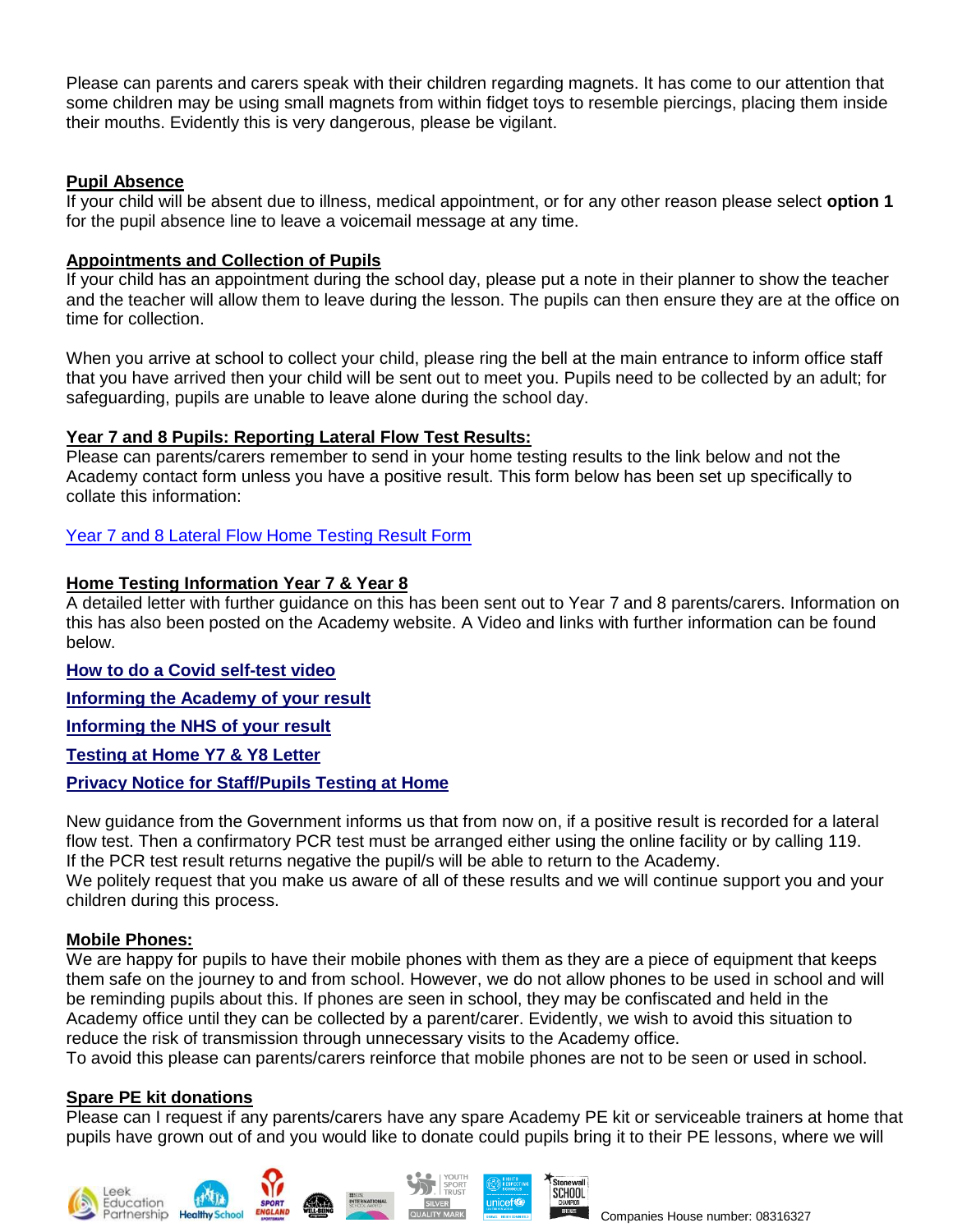Please can parents and carers speak with their children regarding magnets. It has come to our attention that some children may be using small magnets from within fidget toys to resemble piercings, placing them inside their mouths. Evidently this is very dangerous, please be vigilant.

**Pupil Absence**

If your child will be absent due to illness, medical appointment, or for any other reason please select **option 1** for the pupil absence line to leave a voicemail message at any time.

**Appointments and Collection of Pupils**

If your child has an appointment during the school day, please put a note in their planner to show the teacher and the teacher will allow them to leave during the lesson. The pupils can then ensure they are at the office on time for collection.

When you arrive at school to collect your child, please ring the bell at the main entrance to inform office staff that you have arrived then your child will be sent out to meet you. Pupils need to be collected by an adult; for safeguarding, pupils are unable to leave alone during the school day.

**Year 7 and 8 Pupils: Reporting Lateral Flow Test Results:**

Please can parents/carers remember to send in your home testing results to the link below and not the Academy contact form unless you have a positive result. This form below has been set up specifically to collate this information:

Year 7 and 8 Lateral Flow Home Testing Result Form

**Home Testing Information Year 7 & Year 8**

A detailed letter with further guidance on this has been sent out to Year 7 and 8 parents/carers. Information on this has also been posted on the Academy website. A Video and links with further information can be found below.

**How to do a Covid self-test video**

**Informing the Academy of your result**

**Informing the NHS of your result**

**Testing at Home Y7 & Y8 Letter**

**Privacy Notice for Staff/Pupils Testing at Home**

New guidance from the Government informs us that from now on, if a positive result is recorded for a lateral flow test. Then a confirmatory PCR test must be arranged either using the online facility or by calling 119.
If the PCR test result returns negative the pupil/s will be able to return to the Academy.
We politely request that you make us aware of all of these results and we will continue support you and your children during this process.

**Mobile Phones:**

We are happy for pupils to have their mobile phones with them as they are a piece of equipment that keeps them safe on the journey to and from school. However, we do not allow phones to be used in school and will be reminding pupils about this. If phones are seen in school, they may be confiscated and held in the Academy office until they can be collected by a parent/carer. Evidently, we wish to avoid this situation to reduce the risk of transmission through unnecessary visits to the Academy office.
To avoid this please can parents/carers reinforce that mobile phones are not to be seen or used in school.

**Spare PE kit donations**

Please can I request if any parents/carers have any spare Academy PE kit or serviceable trainers at home that pupils have grown out of and you would like to donate could pupils bring it to their PE lessons, where we will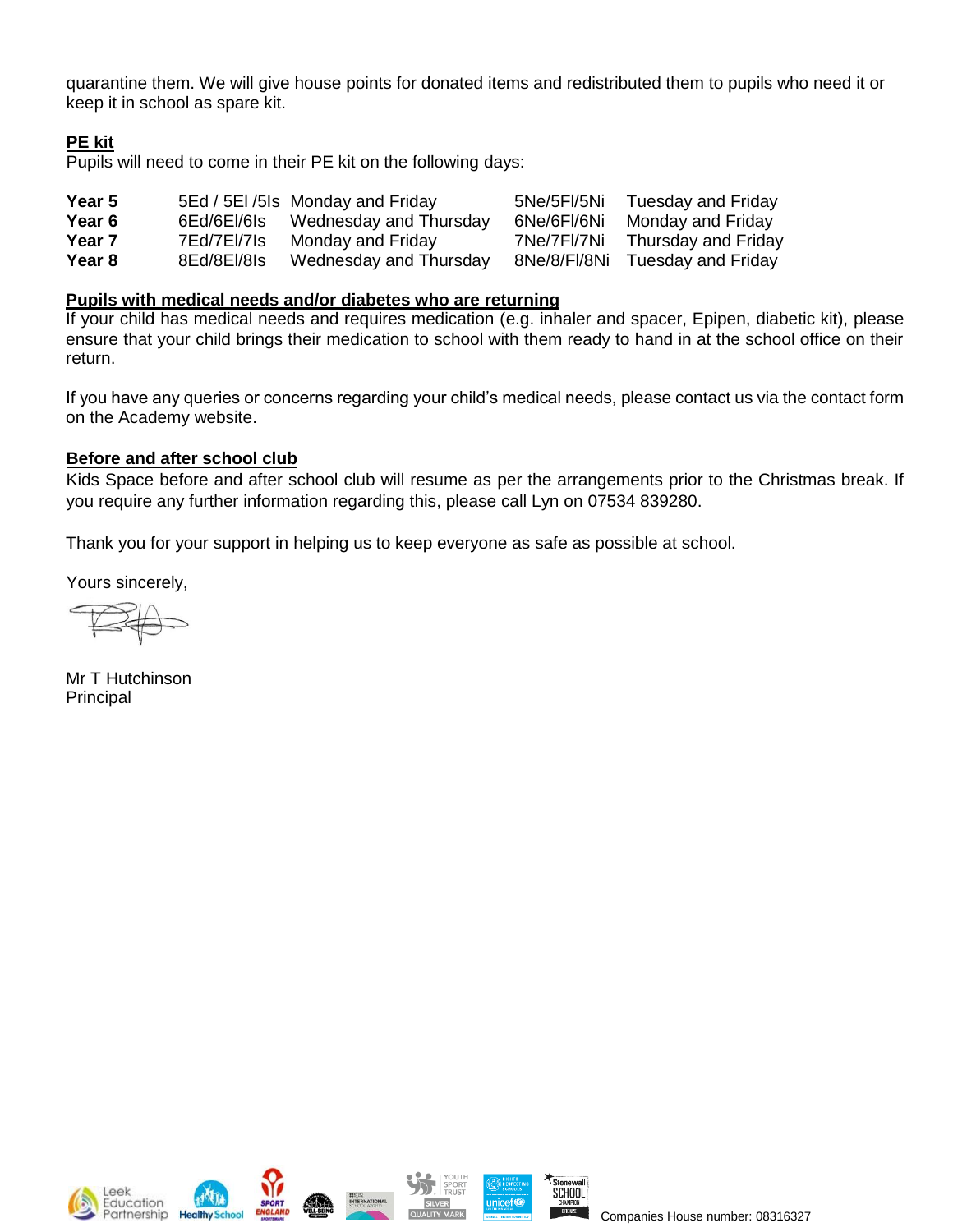quarantine them. We will give house points for donated items and redistributed them to pupils who need it or keep it in school as spare kit.

**PE kit**

Pupils will need to come in their PE kit on the following days:

| | | | | |
|---|---|---|---|---|
| **Year 5** | 5Ed / 5El /5Is | Monday and Friday | 5Ne/5Fl/5Ni | Tuesday and Friday |
| **Year 6** | 6Ed/6El/6Is | Wednesday and Thursday | 6Ne/6Fl/6Ni | Monday and Friday |
| **Year 7** | 7Ed/7El/7Is | Monday and Friday | 7Ne/7Fl/7Ni | Thursday and Friday |
| **Year 8** | 8Ed/8El/8Is | Wednesday and Thursday | 8Ne/8/Fl/8Ni | Tuesday and Friday |

**Pupils with medical needs and/or diabetes who are returning**

If your child has medical needs and requires medication (e.g. inhaler and spacer, Epipen, diabetic kit), please ensure that your child brings their medication to school with them ready to hand in at the school office on their return.

If you have any queries or concerns regarding your child's medical needs, please contact us via the contact form on the Academy website.

**Before and after school club**

Kids Space before and after school club will resume as per the arrangements prior to the Christmas break. If you require any further information regarding this, please call Lyn on 07534 839280.

Thank you for your support in helping us to keep everyone as safe as possible at school.

Yours sincerely,

Mr T Hutchinson
Principal

Companies House number: 08316327